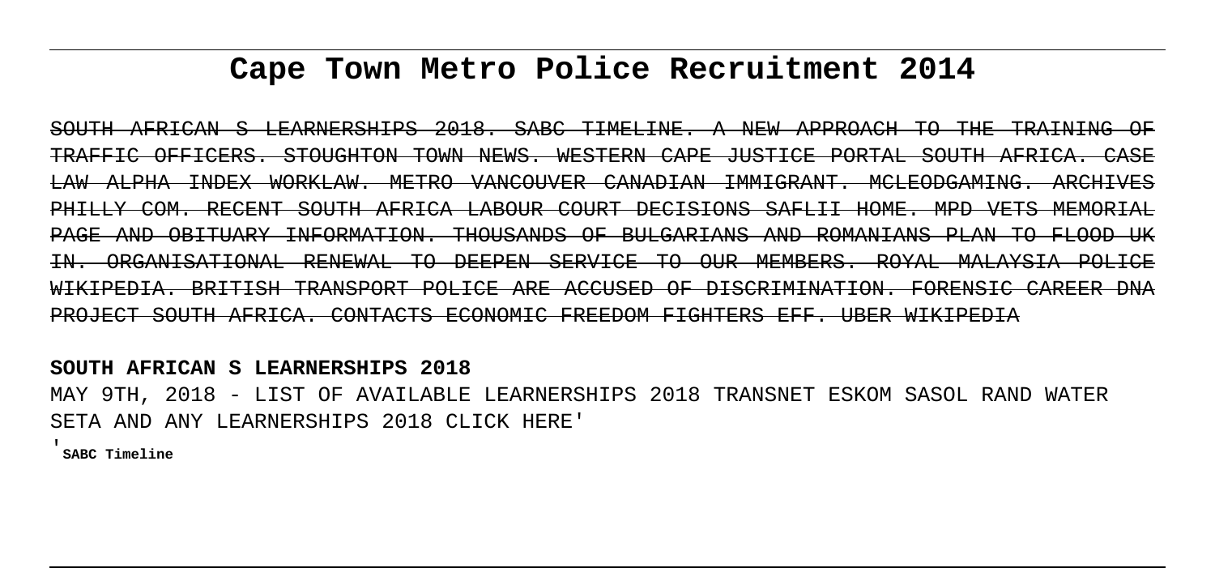# Cape Town Metro Police Recruitment 2014

~~SOUTH AFRICAN S LEARNERSHIPS 2018. SABC TIMELINE. A NEW APPROACH TO THE TRAINING OF TRAFFIC OFFICERS. STOUGHTON TOWN NEWS. WESTERN CAPE JUSTICE PORTAL SOUTH AFRICA. CASE LAW ALPHA INDEX WORKLAW. METRO VANCOUVER CANADIAN IMMIGRANT. MCLEODGAMING. ARCHIVES PHILLY COM. RECENT SOUTH AFRICA LABOUR COURT DECISIONS SAFLII HOME. MPD VETS MEMORIAL PAGE AND OBITUARY INFORMATION. THOUSANDS OF BULGARIANS AND ROMANIANS PLAN TO FLOOD UK IN. ORGANISATIONAL RENEWAL TO DEEPEN SERVICE TO OUR MEMBERS. ROYAL MALAYSIA POLICE WIKIPEDIA. BRITISH TRANSPORT POLICE ARE ACCUSED OF DISCRIMINATION. FORENSIC CAREER DNA PROJECT SOUTH AFRICA. CONTACTS ECONOMIC FREEDOM FIGHTERS EFF. UBER WIKIPEDIA~~

**SOUTH AFRICAN S LEARNERSHIPS 2018**

MAY 9TH, 2018 - LIST OF AVAILABLE LEARNERSHIPS 2018 TRANSNET ESKOM SASOL RAND WATER SETA AND ANY LEARNERSHIPS 2018 CLICK HERE'

'**SABC Timeline**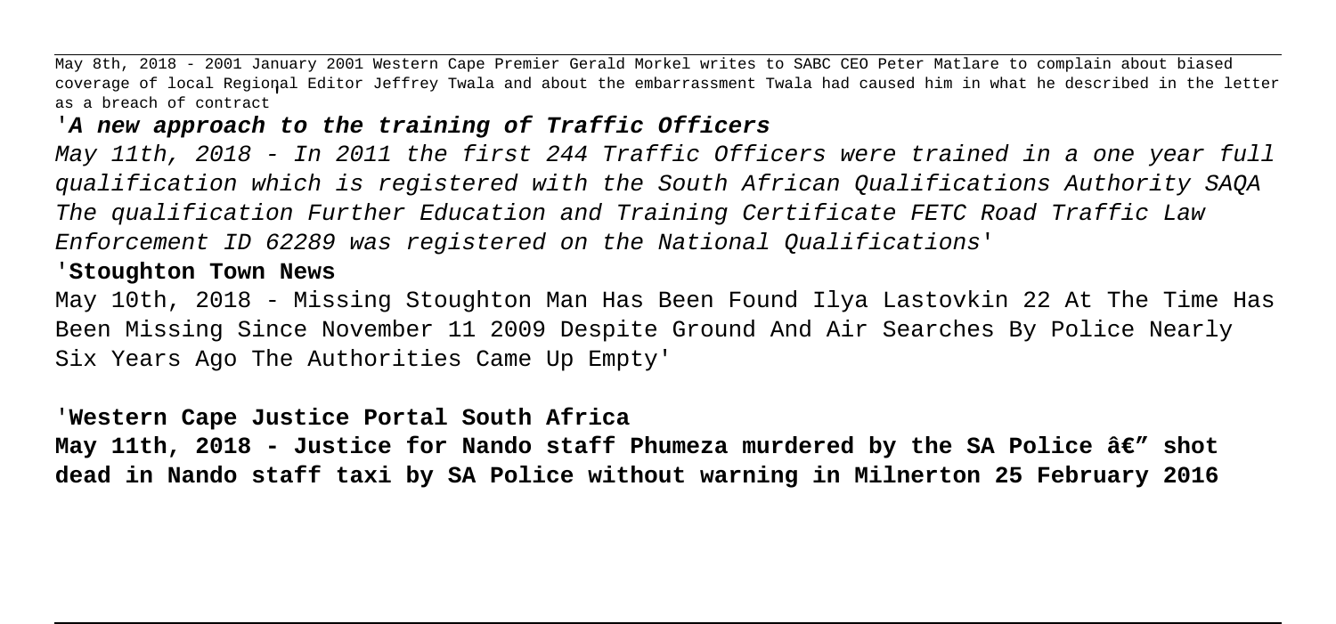May 8th, 2018 - 2001 January 2001 Western Cape Premier Gerald Morkel writes to SABC CEO Peter Matlare to complain about biased coverage of local Regional Editor Jeffrey Twala and about the embarrassment Twala had caused him in what he described in the letter as a breach of contract

'**A new approach to the training of Traffic Officers**

*May 11th, 2018 - In 2011 the first 244 Traffic Officers were trained in a one year full qualification which is registered with the South African Qualifications Authority SAQA The qualification Further Education and Training Certificate FETC Road Traffic Law Enforcement ID 62289 was registered on the National Qualifications*'

'**Stoughton Town News**

May 10th, 2018 - Missing Stoughton Man Has Been Found Ilya Lastovkin 22 At The Time Has Been Missing Since November 11 2009 Despite Ground And Air Searches By Police Nearly Six Years Ago The Authorities Came Up Empty'

'**Western Cape Justice Portal South Africa**

**May 11th, 2018 - Justice for Nando staff Phumeza murdered by the SA Police â€" shot dead in Nando staff taxi by SA Police without warning in Milnerton 25 February 2016**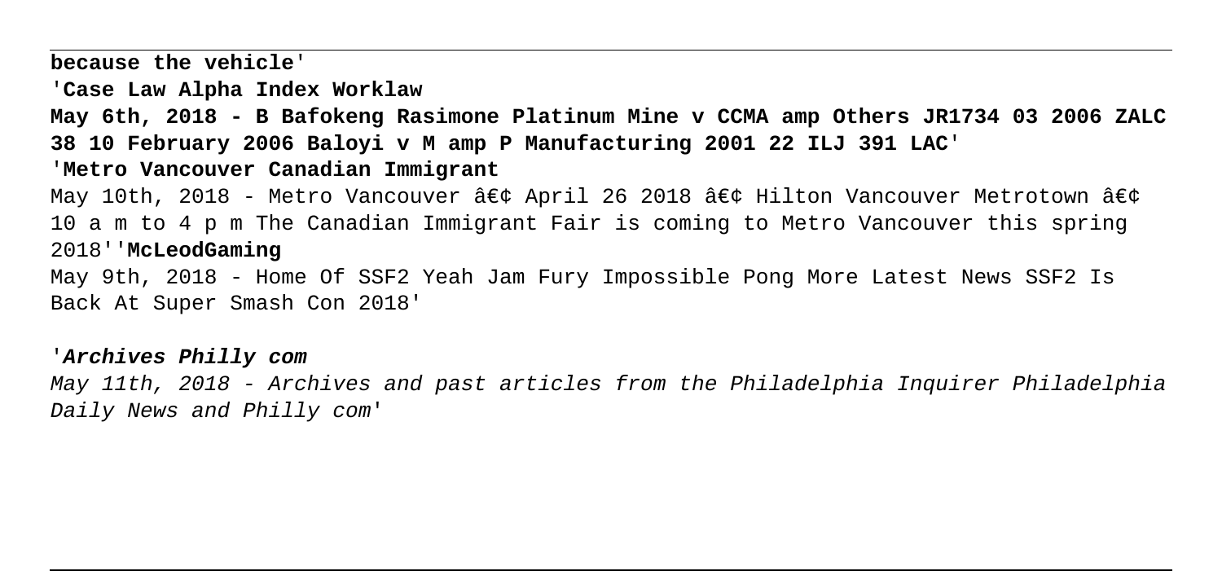**because the vehicle**'

'**Case Law Alpha Index Worklaw**

**May 6th, 2018 - B Bafokeng Rasimone Platinum Mine v CCMA amp Others JR1734 03 2006 ZALC 38 10 February 2006 Baloyi v M amp P Manufacturing 2001 22 ILJ 391 LAC**'

'**Metro Vancouver Canadian Immigrant**

May 10th, 2018 - Metro Vancouver â€¢ April 26 2018 â€¢ Hilton Vancouver Metrotown â€¢ 10 a m to 4 p m The Canadian Immigrant Fair is coming to Metro Vancouver this spring 2018''**McLeodGaming**

May 9th, 2018 - Home Of SSF2 Yeah Jam Fury Impossible Pong More Latest News SSF2 Is Back At Super Smash Con 2018'

'***Archives Philly com***

*May 11th, 2018 - Archives and past articles from the Philadelphia Inquirer Philadelphia Daily News and Philly com*'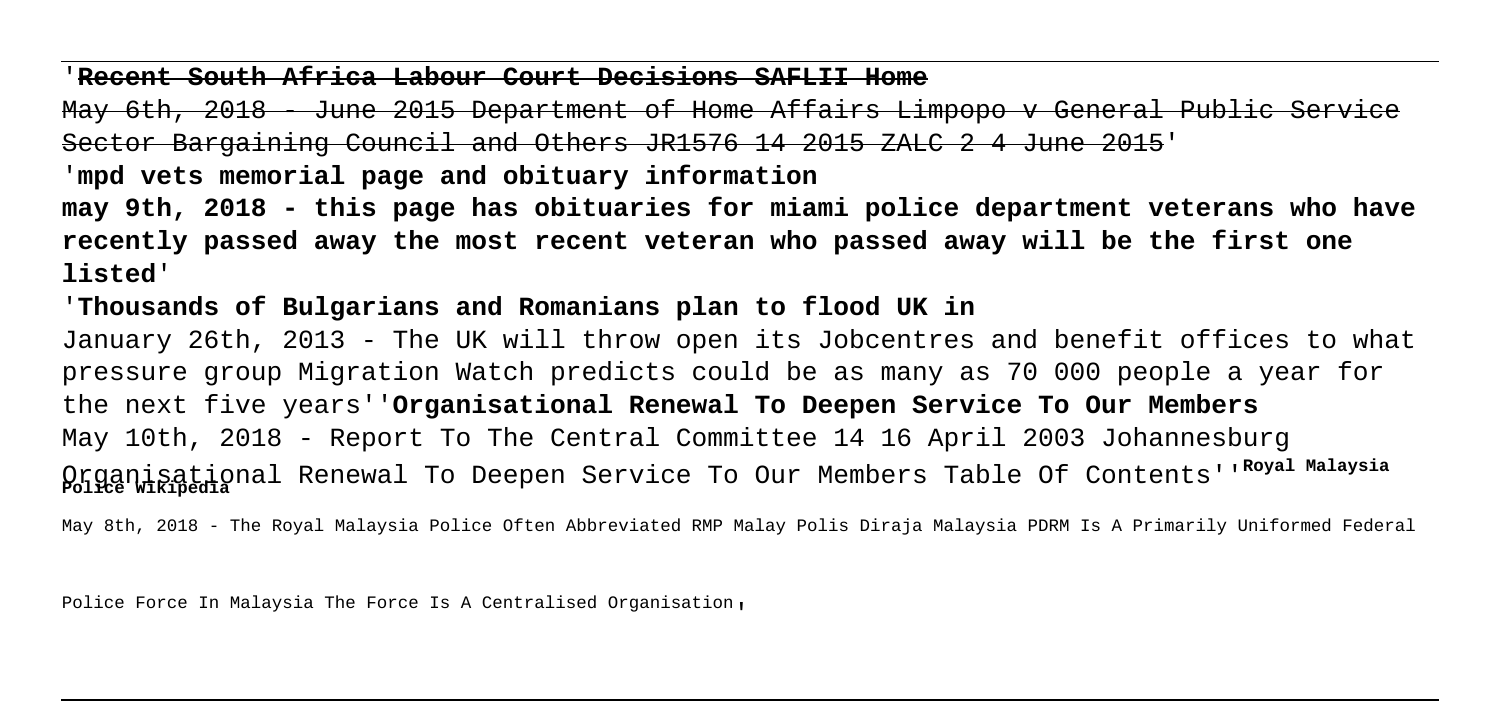'**Recent South Africa Labour Court Decisions SAFLII Home**

~~May 6th, 2018 - June 2015 Department of Home Affairs Limpopo v General Public Service Sector Bargaining Council and Others JR1576 14 2015 ZALC 2 4 June 2015~~'

'**mpd vets memorial page and obituary information**

**may 9th, 2018 - this page has obituaries for miami police department veterans who have recently passed away the most recent veteran who passed away will be the first one listed**'

'**Thousands of Bulgarians and Romanians plan to flood UK in**

January 26th, 2013 - The UK will throw open its Jobcentres and benefit offices to what pressure group Migration Watch predicts could be as many as 70 000 people a year for the next five years''**Organisational Renewal To Deepen Service To Our Members**

May 10th, 2018 - Report To The Central Committee 14 16 April 2003 Johannesburg Organisational Renewal To Deepen Service To Our Members Table Of Contents'' '**Royal Malaysia Police Wikipedia**

May 8th, 2018 - The Royal Malaysia Police Often Abbreviated RMP Malay Polis Diraja Malaysia PDRM Is A Primarily Uniformed Federal Police Force In Malaysia The Force Is A Centralised Organisation'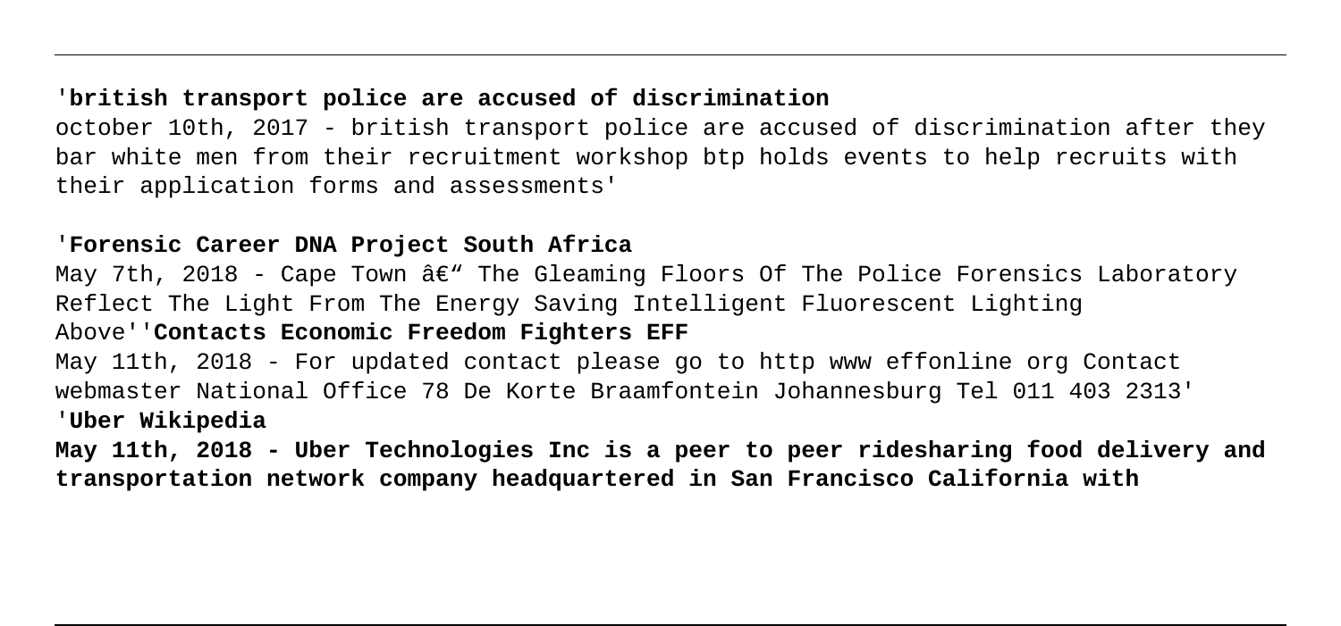'**british transport police are accused of discrimination**

october 10th, 2017 - british transport police are accused of discrimination after they bar white men from their recruitment workshop btp holds events to help recruits with their application forms and assessments'

'**Forensic Career DNA Project South Africa**

May 7th, 2018 - Cape Town â€" The Gleaming Floors Of The Police Forensics Laboratory Reflect The Light From The Energy Saving Intelligent Fluorescent Lighting Above''**Contacts Economic Freedom Fighters EFF**

May 11th, 2018 - For updated contact please go to http www effonline org Contact webmaster National Office 78 De Korte Braamfontein Johannesburg Tel 011 403 2313'

'**Uber Wikipedia**

**May 11th, 2018 - Uber Technologies Inc is a peer to peer ridesharing food delivery and transportation network company headquartered in San Francisco California with**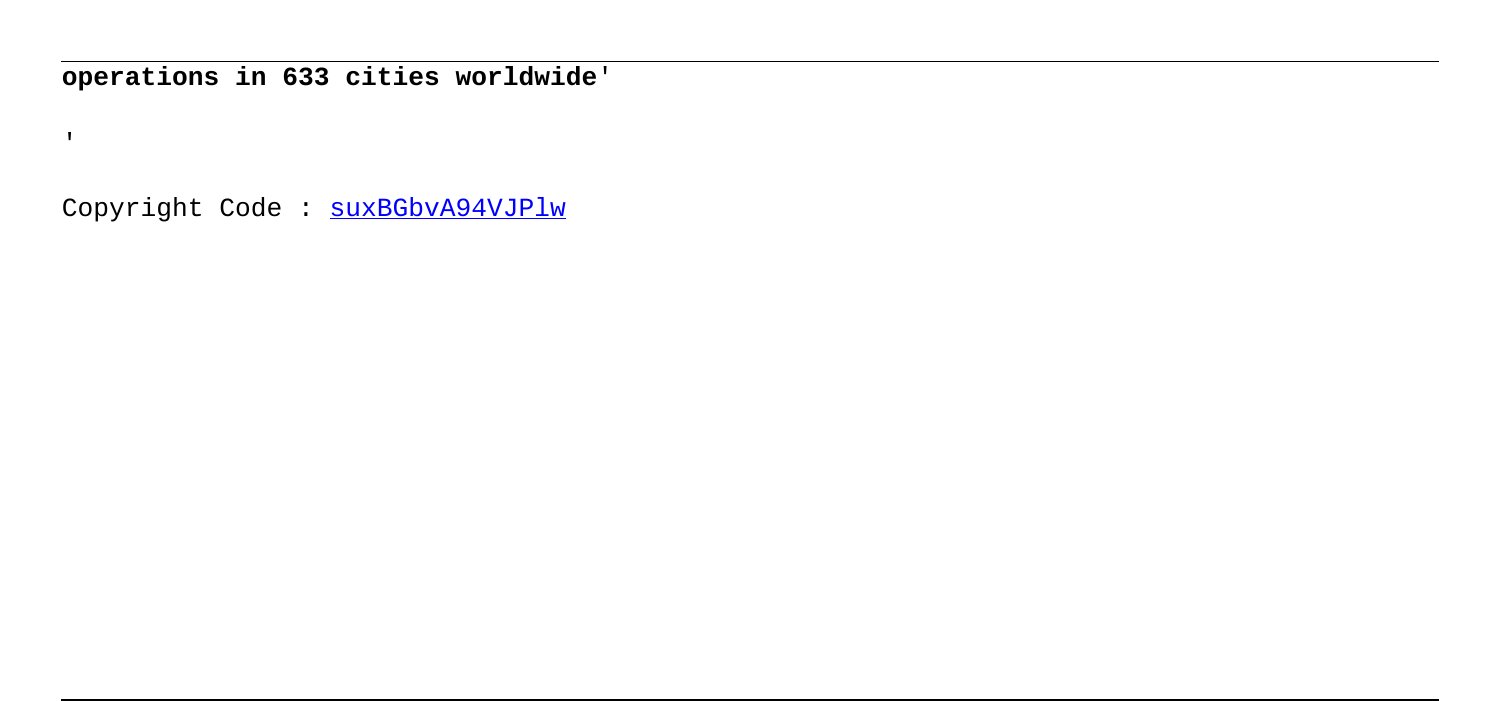**operations in 633 cities worldwide**'

'

Copyright Code : suxBGbvA94VJPlw